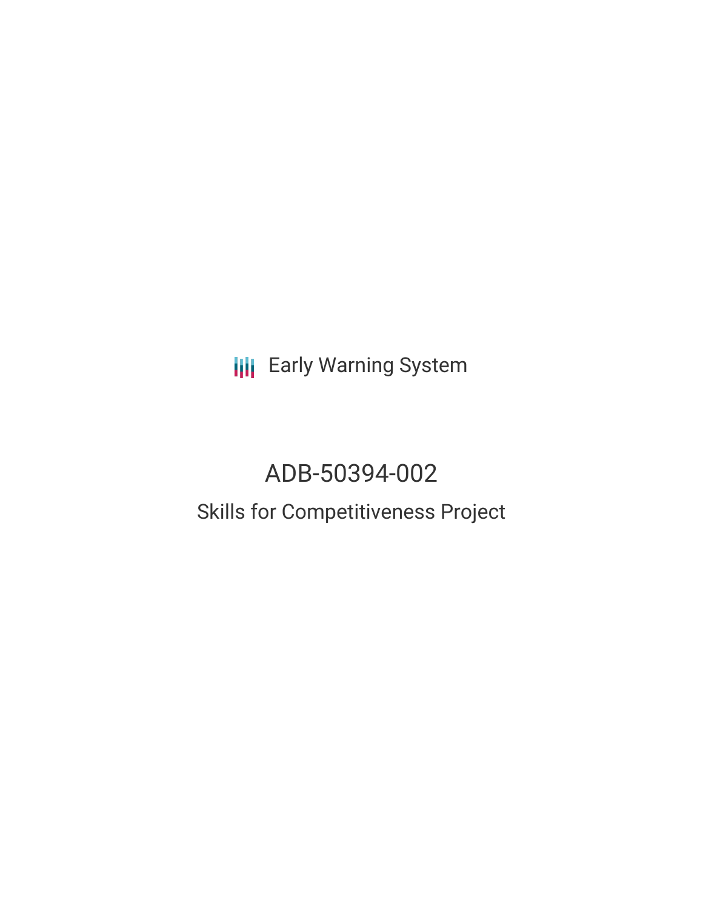Early Warning System

# ADB-50394-002

## Skills for Competitiveness Project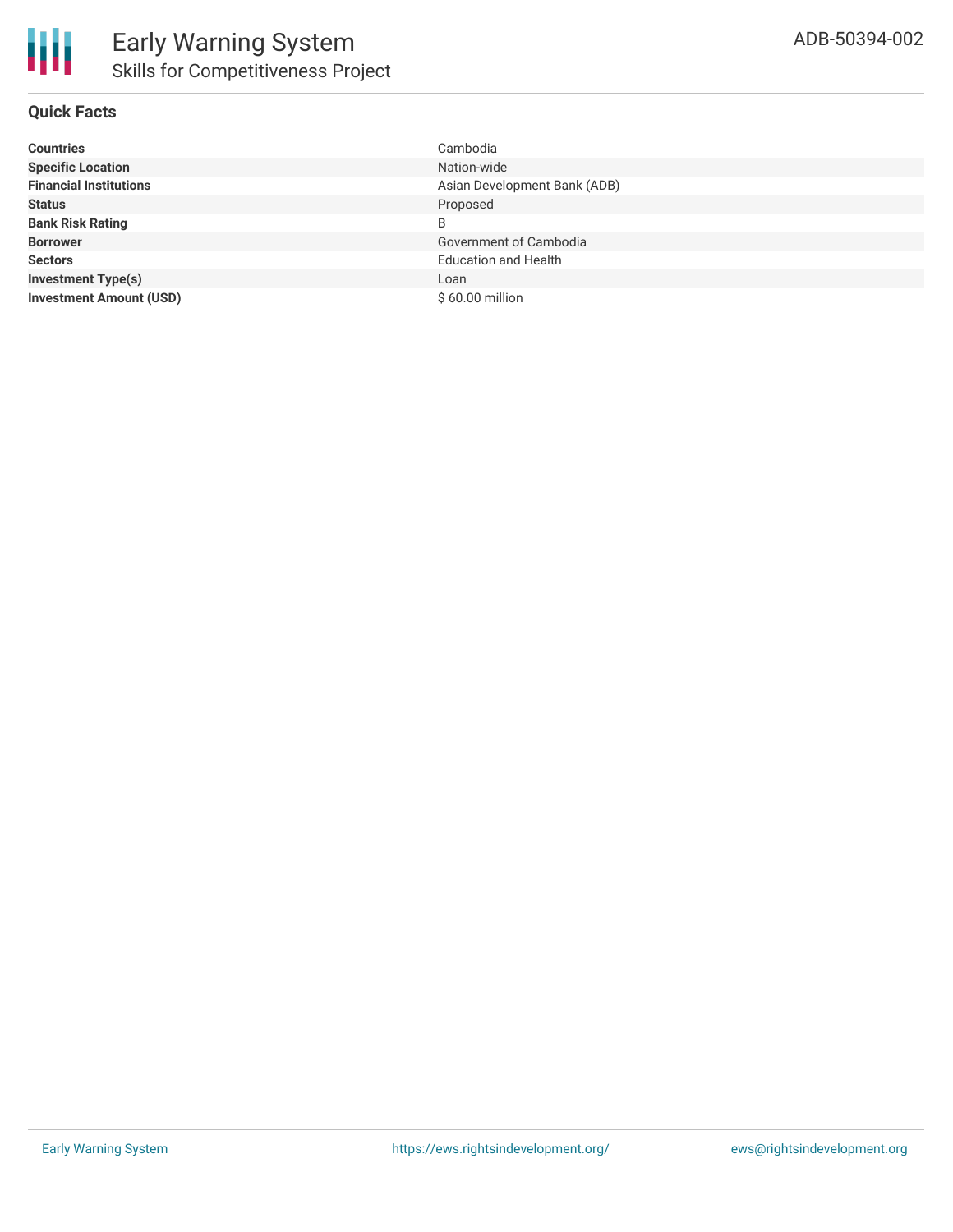# Early Warning System

## Skills for Competitiveness Project

ADB-50394-002

### Quick Facts

| | |
|---|---|
| **Countries** | Cambodia |
| **Specific Location** | Nation-wide |
| **Financial Institutions** | Asian Development Bank (ADB) |
| **Status** | Proposed |
| **Bank Risk Rating** | B |
| **Borrower** | Government of Cambodia |
| **Sectors** | Education and Health |
| **Investment Type(s)** | Loan |
| **Investment Amount (USD)** | $ 60.00 million |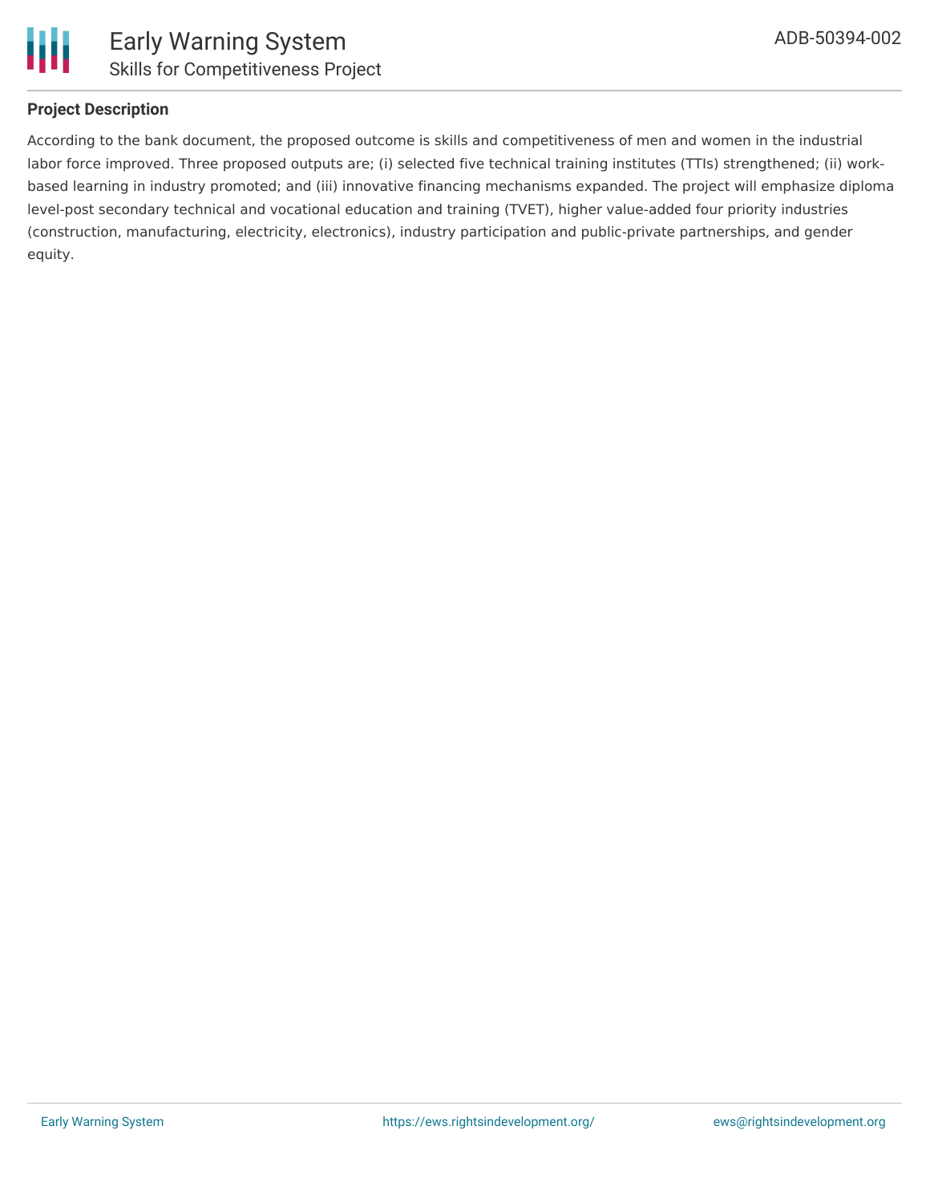## Project Description

According to the bank document, the proposed outcome is skills and competitiveness of men and women in the industrial labor force improved. Three proposed outputs are; (i) selected five technical training institutes (TTIs) strengthened; (ii) work-based learning in industry promoted; and (iii) innovative financing mechanisms expanded. The project will emphasize diploma level-post secondary technical and vocational education and training (TVET), higher value-added four priority industries (construction, manufacturing, electricity, electronics), industry participation and public-private partnerships, and gender equity.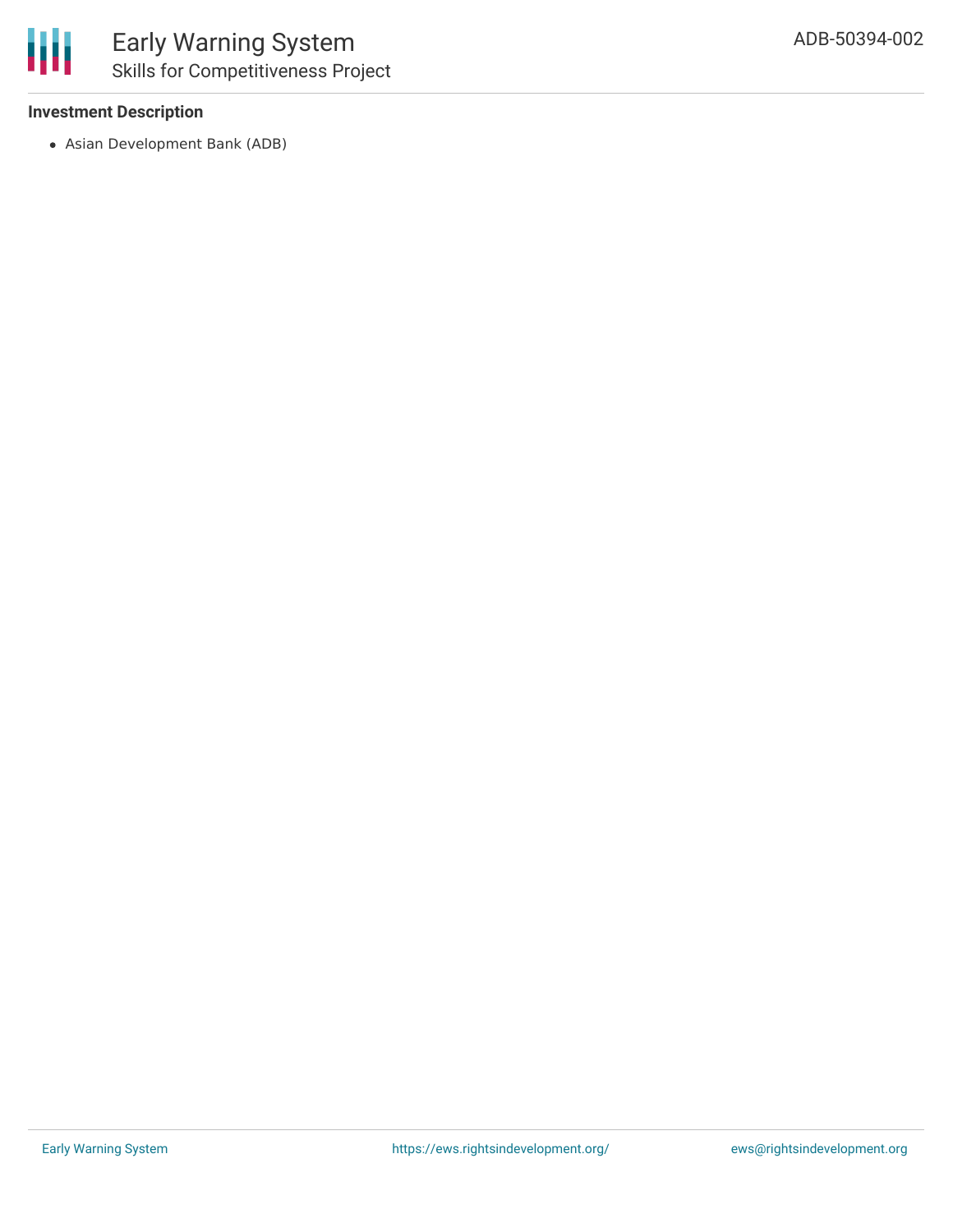### Investment Description

- Asian Development Bank (ADB)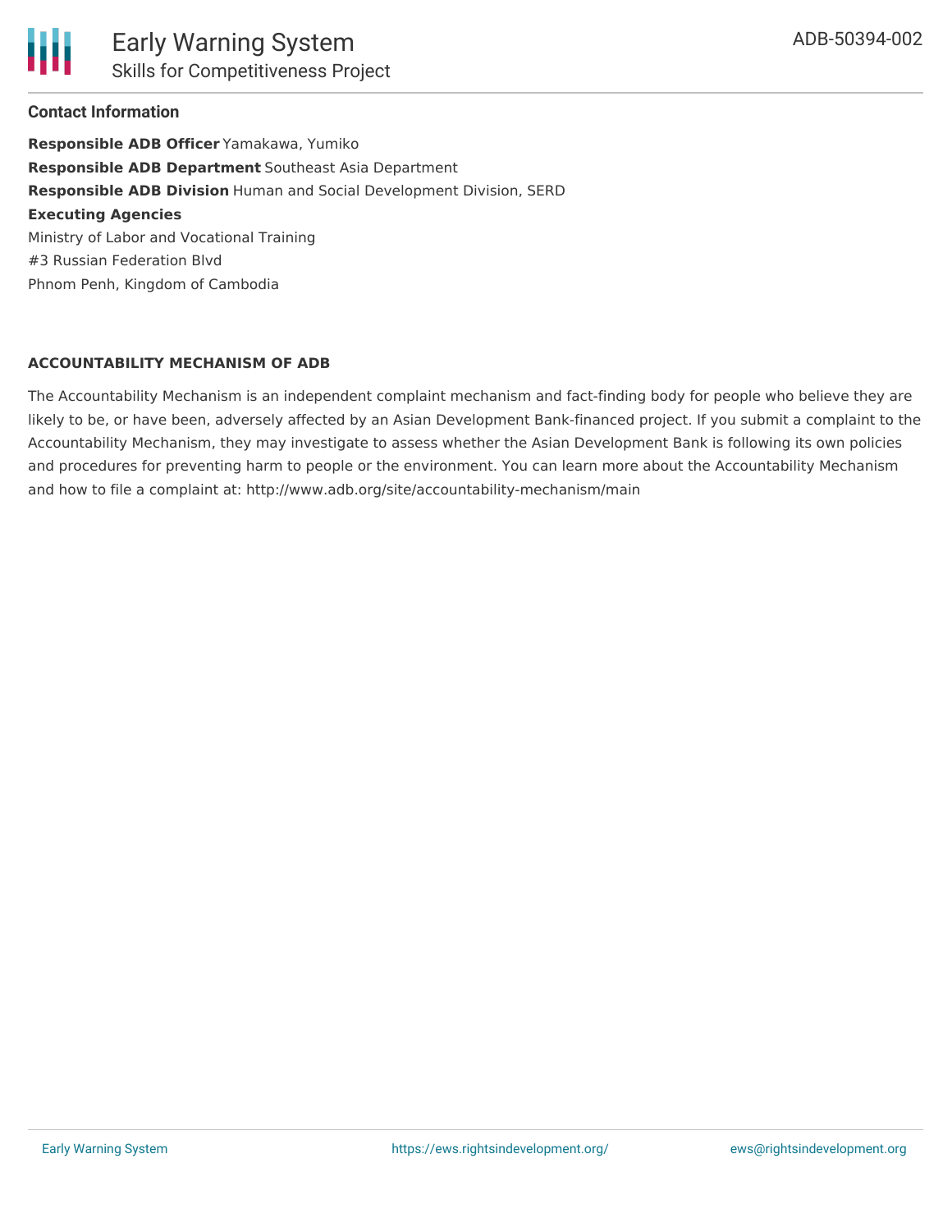## Contact Information

**Responsible ADB Officer** Yamakawa, Yumiko
**Responsible ADB Department** Southeast Asia Department
**Responsible ADB Division** Human and Social Development Division, SERD
**Executing Agencies**
Ministry of Labor and Vocational Training
#3 Russian Federation Blvd
Phnom Penh, Kingdom of Cambodia

### ACCOUNTABILITY MECHANISM OF ADB

The Accountability Mechanism is an independent complaint mechanism and fact-finding body for people who believe they are likely to be, or have been, adversely affected by an Asian Development Bank-financed project. If you submit a complaint to the Accountability Mechanism, they may investigate to assess whether the Asian Development Bank is following its own policies and procedures for preventing harm to people or the environment. You can learn more about the Accountability Mechanism and how to file a complaint at: http://www.adb.org/site/accountability-mechanism/main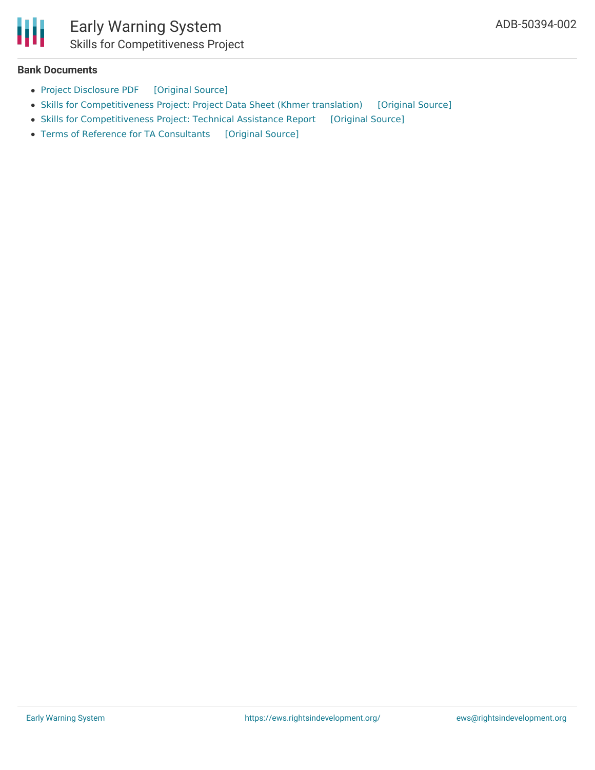## Bank Documents

- Project Disclosure PDF [Original Source]
- Skills for Competitiveness Project: Project Data Sheet (Khmer translation) [Original Source]
- Skills for Competitiveness Project: Technical Assistance Report [Original Source]
- Terms of Reference for TA Consultants [Original Source]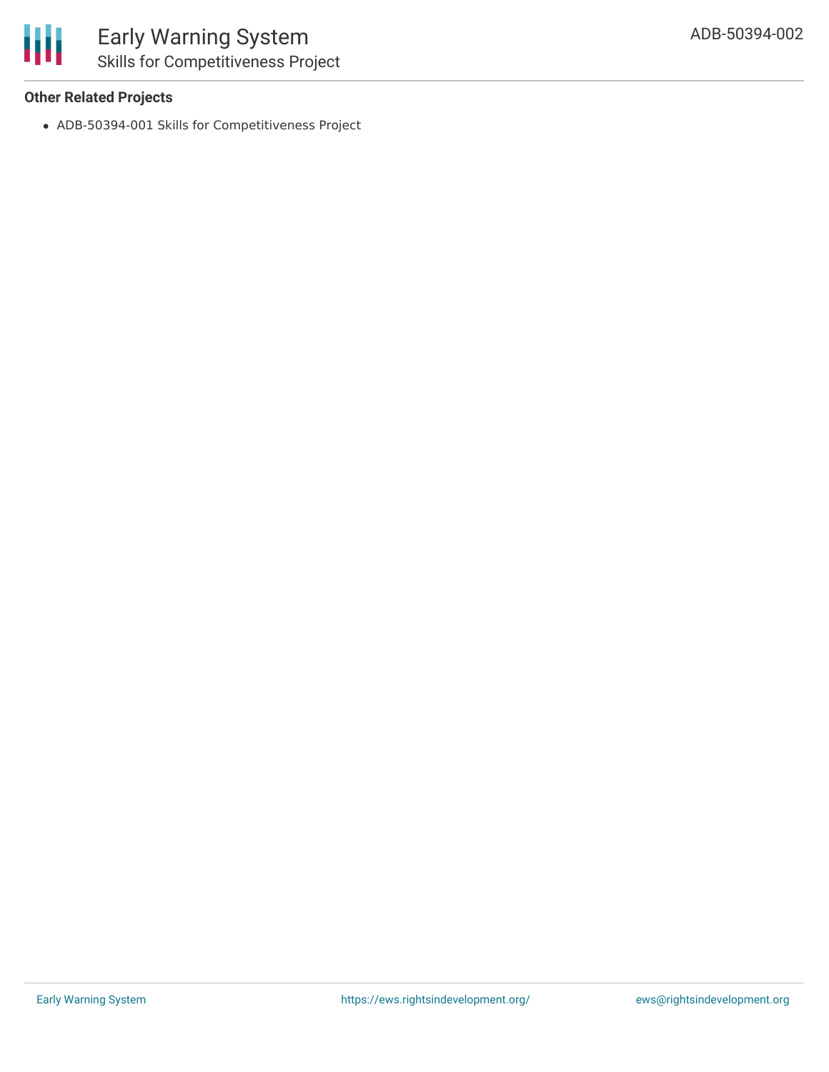**Other Related Projects**

- ADB-50394-001 Skills for Competitiveness Project